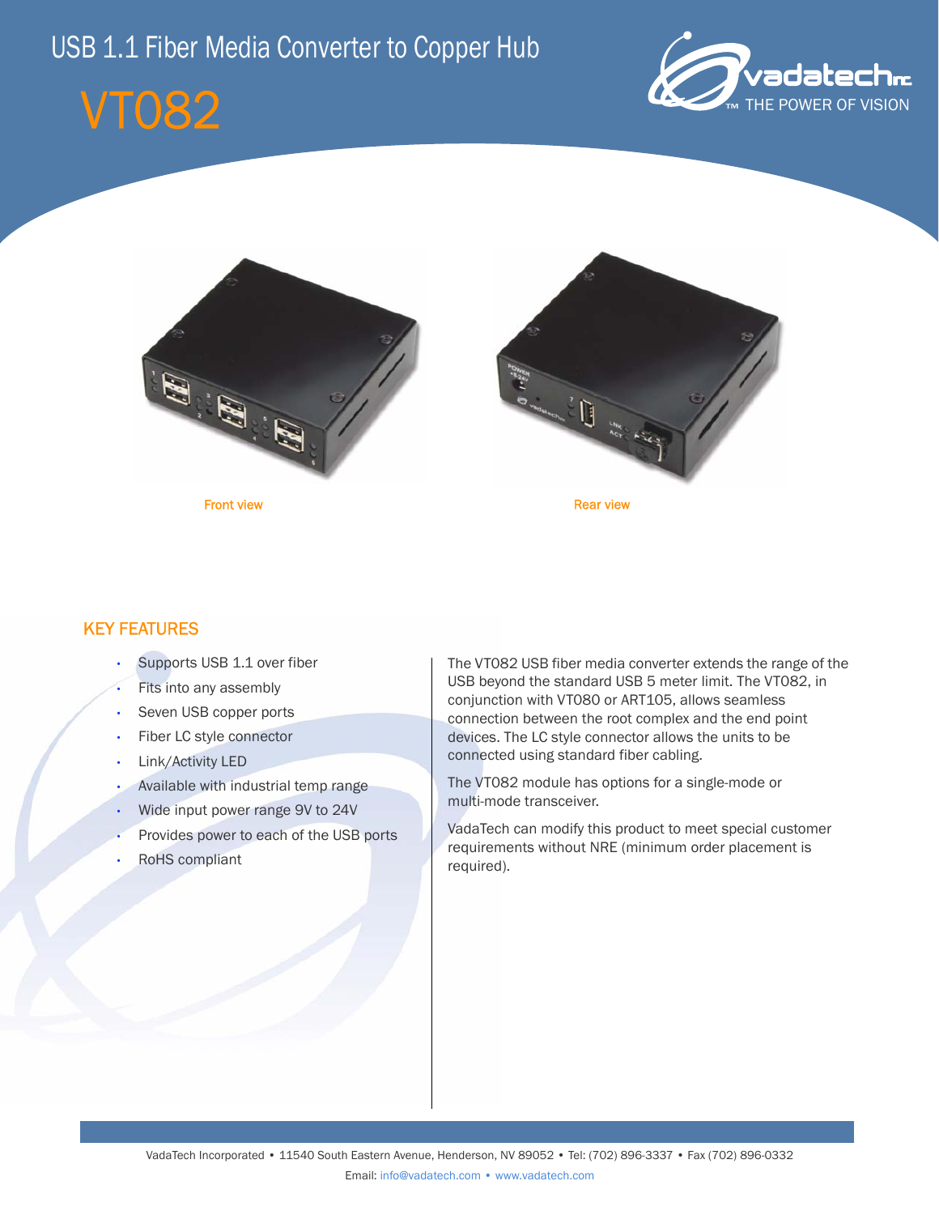# USB 1.1 Fiber Media Converter to Copper Hub

# VT082

Front view

Rear view

## KEY FEATURES

- Supports USB 1.1 over fiber
- Fits into any assembly
- Seven USB copper ports
- Fiber LC style connector
- Link/Activity LED
- Available with industrial temp range
- Wide input power range 9V to 24V
- Provides power to each of the USB ports
- RoHS compliant

The VT082 USB fiber media converter extends the range of the USB beyond the standard USB 5 meter limit. The VT082, in conjunction with VT080 or ART105, allows seamless connection between the root complex and the end point devices. The LC style connector allows the units to be connected using standard fiber cabling.

The VT082 module has options for a single-mode or multi-mode transceiver.

VadaTech can modify this product to meet special customer requirements without NRE (minimum order placement is required).

VadaTech Incorporated • 11540 South Eastern Avenue, Henderson, NV 89052 • Tel: (702) 896-3337 • Fax (702) 896-0332

Email: info@vadatech.com • www.vadatech.com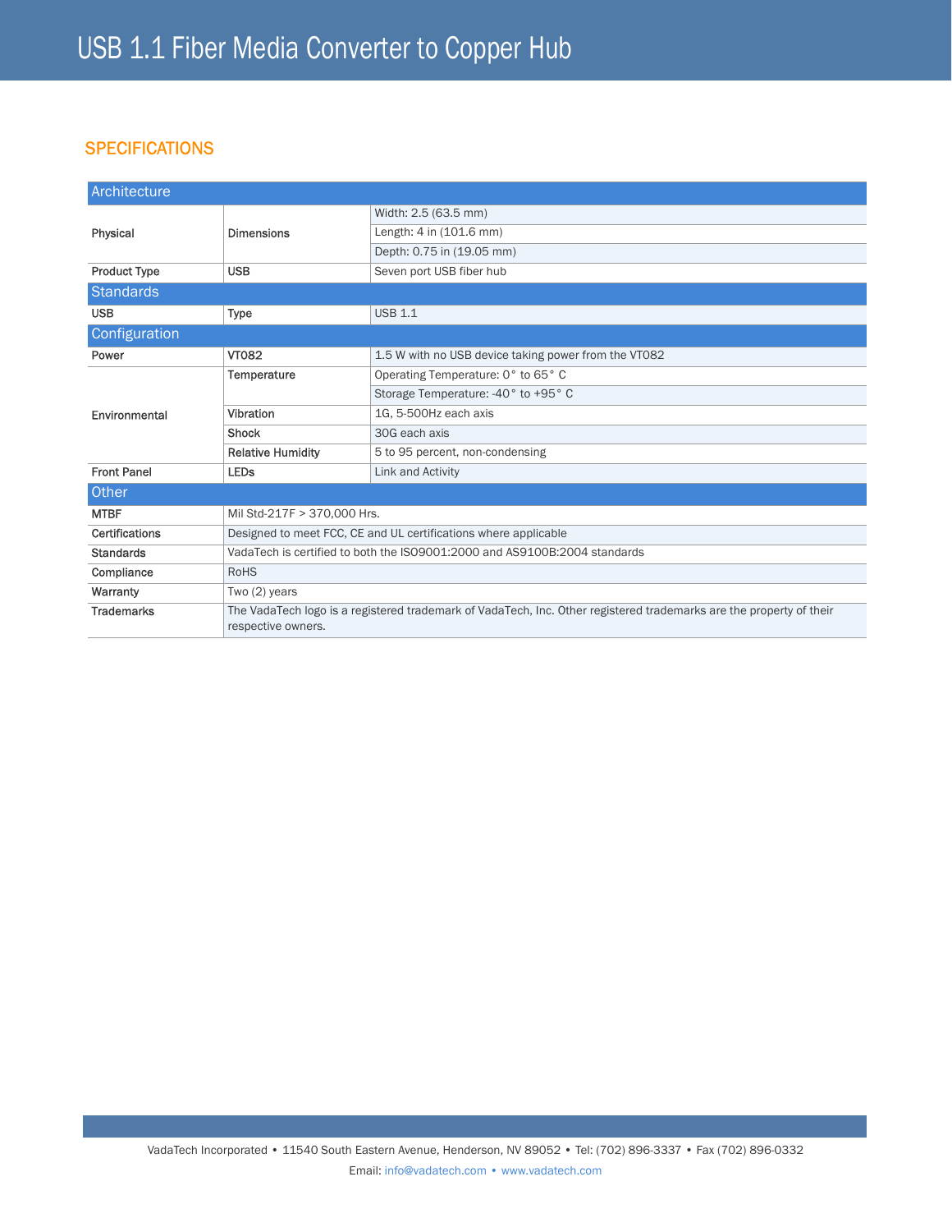# USB 1.1 Fiber Media Converter to Copper Hub

## SPECIFICATIONS

| Architecture | | |
|---|---|---|
| Physical | Dimensions | Width: 2.5 (63.5 mm) |
| | | Length: 4 in (101.6 mm) |
| | | Depth: 0.75 in (19.05 mm) |
| Product Type | USB | Seven port USB fiber hub |
| **Standards** | | |
| USB | Type | USB 1.1 |
| **Configuration** | | |
| Power | VT082 | 1.5 W with no USB device taking power from the VT082 |
| Environmental | Temperature | Operating Temperature: 0° to 65° C |
| | | Storage Temperature: -40° to +95° C |
| | Vibration | 1G, 5-500Hz each axis |
| | Shock | 30G each axis |
| | Relative Humidity | 5 to 95 percent, non-condensing |
| Front Panel | LEDs | Link and Activity |
| **Other** | | |
| MTBF | Mil Std-217F > 370,000 Hrs. | |
| Certifications | Designed to meet FCC, CE and UL certifications where applicable | |
| Standards | VadaTech is certified to both the ISO9001:2000 and AS9100B:2004 standards | |
| Compliance | RoHS | |
| Warranty | Two (2) years | |
| Trademarks | The VadaTech logo is a registered trademark of VadaTech, Inc. Other registered trademarks are the property of their respective owners. | |

VadaTech Incorporated • 11540 South Eastern Avenue, Henderson, NV 89052 • Tel: (702) 896-3337 • Fax (702) 896-0332

Email: info@vadatech.com • www.vadatech.com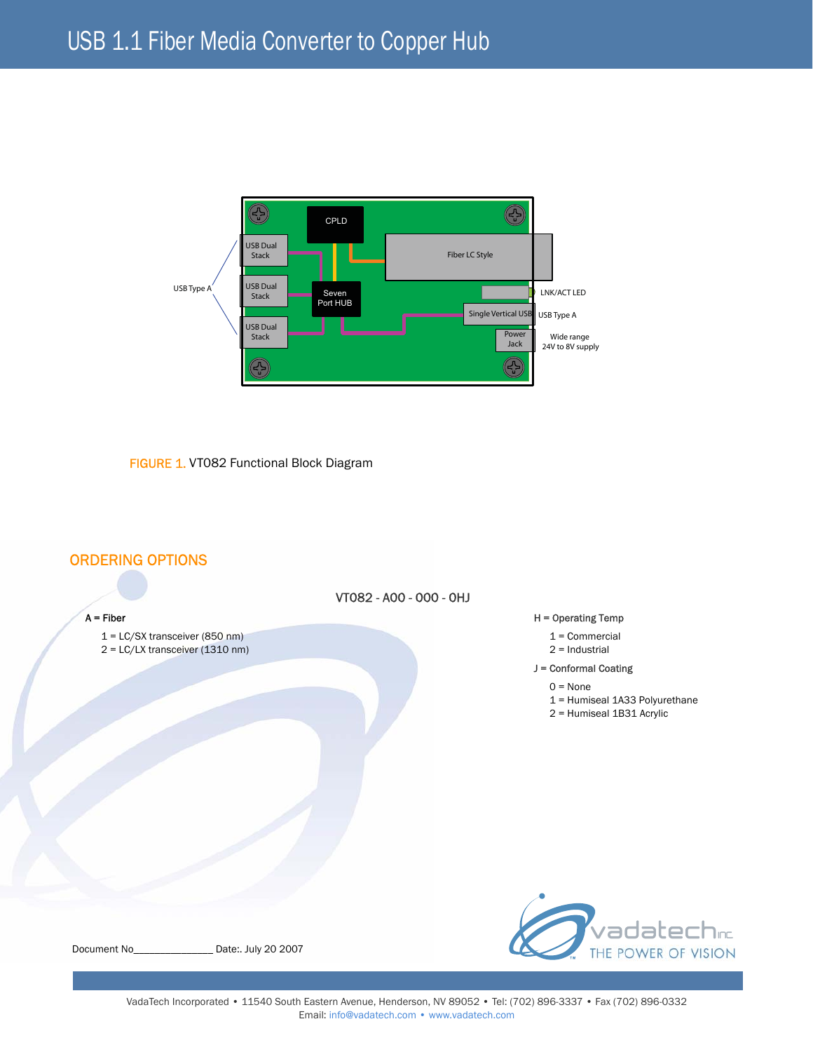# USB 1.1 Fiber Media Converter to Copper Hub

CPLD

USB Dual Stack

USB Dual Stack

USB Dual Stack

USB Type A

Seven Port HUB

Fiber LC Style

LNK/ACT LED

Single Vertical USB

USB Type A

Power Jack

Wide range 24V to 8V supply

FIGURE 1. VT082 Functional Block Diagram

## ORDERING OPTIONS

VT082 - A00 - 000 - 0HJ

A = Fiber

- 1 = LC/SX transceiver (850 nm)
- 2 = LC/LX transceiver (1310 nm)

H = Operating Temp

- 1 = Commercial
- 2 = Industrial

J = Conformal Coating

- 0 = None
- 1 = Humiseal 1A33 Polyurethane
- 2 = Humiseal 1B31 Acrylic

Document No_______________ Date:. July 20 2007

vadatech inc THE POWER OF VISION

VadaTech Incorporated • 11540 South Eastern Avenue, Henderson, NV 89052 • Tel: (702) 896-3337 • Fax (702) 896-0332
Email: info@vadatech.com • www.vadatech.com